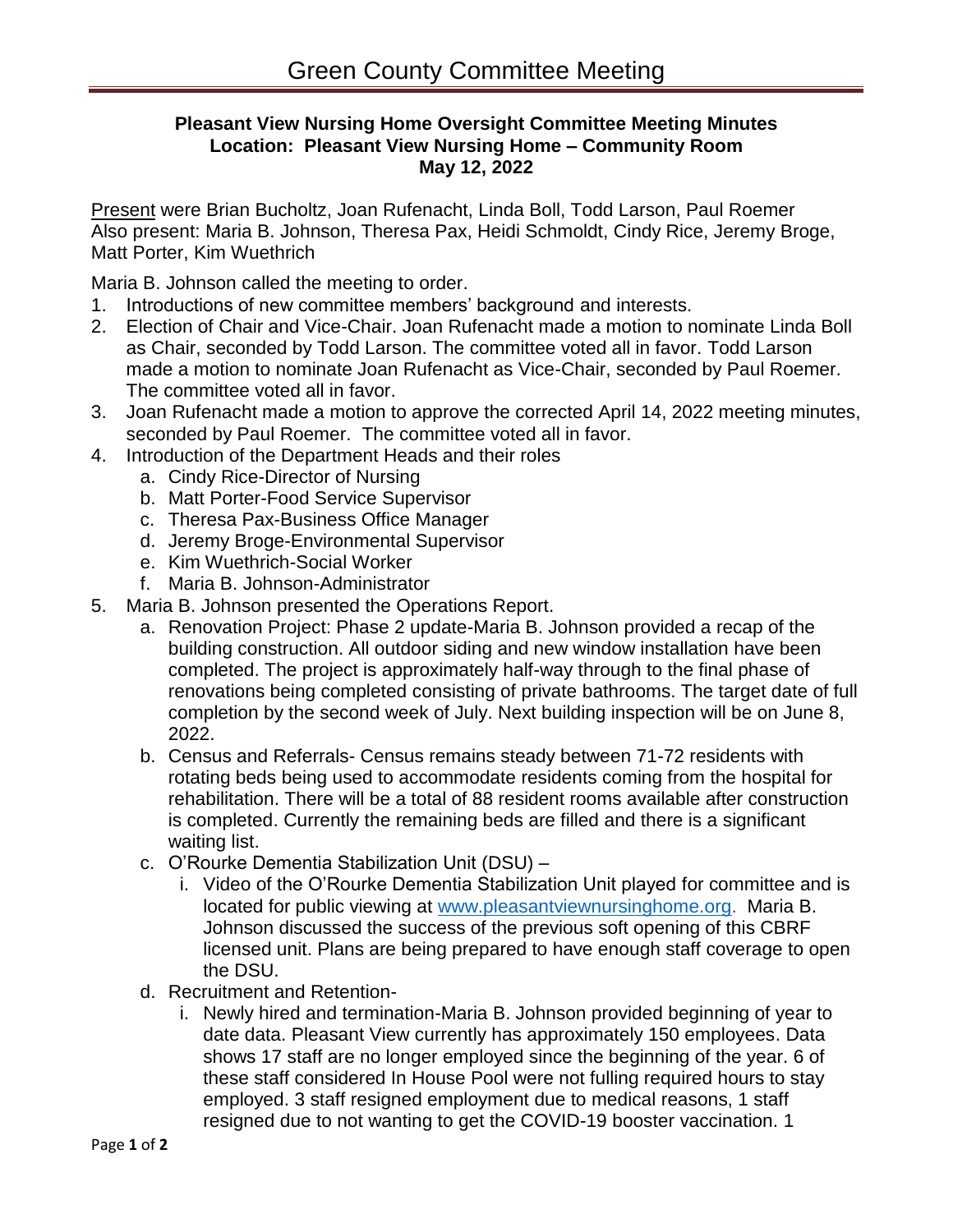# Green County Committee Meeting

**Pleasant View Nursing Home Oversight Committee Meeting Minutes**
**Location: Pleasant View Nursing Home – Community Room**
**May 12, 2022**

Present were Brian Bucholtz, Joan Rufenacht, Linda Boll, Todd Larson, Paul Roemer
Also present: Maria B. Johnson, Theresa Pax, Heidi Schmoldt, Cindy Rice, Jeremy Broge, Matt Porter, Kim Wuethrich

Maria B. Johnson called the meeting to order.

1. Introductions of new committee members' background and interests.
2. Election of Chair and Vice-Chair. Joan Rufenacht made a motion to nominate Linda Boll as Chair, seconded by Todd Larson. The committee voted all in favor. Todd Larson made a motion to nominate Joan Rufenacht as Vice-Chair, seconded by Paul Roemer. The committee voted all in favor.
3. Joan Rufenacht made a motion to approve the corrected April 14, 2022 meeting minutes, seconded by Paul Roemer. The committee voted all in favor.
4. Introduction of the Department Heads and their roles
   a. Cindy Rice-Director of Nursing
   b. Matt Porter-Food Service Supervisor
   c. Theresa Pax-Business Office Manager
   d. Jeremy Broge-Environmental Supervisor
   e. Kim Wuethrich-Social Worker
   f. Maria B. Johnson-Administrator
5. Maria B. Johnson presented the Operations Report.
   a. Renovation Project: Phase 2 update-Maria B. Johnson provided a recap of the building construction. All outdoor siding and new window installation have been completed. The project is approximately half-way through to the final phase of renovations being completed consisting of private bathrooms. The target date of full completion by the second week of July. Next building inspection will be on June 8, 2022.
   b. Census and Referrals- Census remains steady between 71-72 residents with rotating beds being used to accommodate residents coming from the hospital for rehabilitation. There will be a total of 88 resident rooms available after construction is completed. Currently the remaining beds are filled and there is a significant waiting list.
   c. O'Rourke Dementia Stabilization Unit (DSU) –
      i. Video of the O'Rourke Dementia Stabilization Unit played for committee and is located for public viewing at www.pleasantviewnursinghome.org. Maria B. Johnson discussed the success of the previous soft opening of this CBRF licensed unit. Plans are being prepared to have enough staff coverage to open the DSU.
   d. Recruitment and Retention-
      i. Newly hired and termination-Maria B. Johnson provided beginning of year to date data. Pleasant View currently has approximately 150 employees. Data shows 17 staff are no longer employed since the beginning of the year. 6 of these staff considered In House Pool were not fulling required hours to stay employed. 3 staff resigned employment due to medical reasons, 1 staff resigned due to not wanting to get the COVID-19 booster vaccination. 1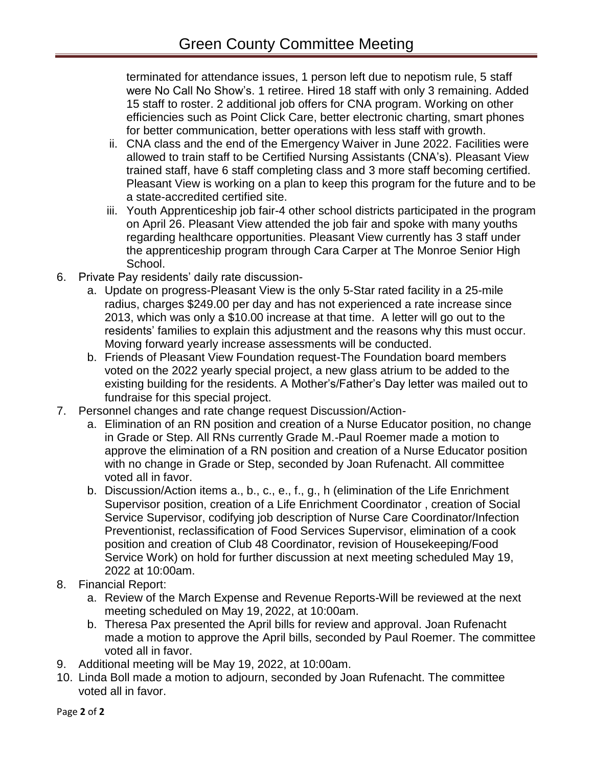terminated for attendance issues, 1 person left due to nepotism rule, 5 staff were No Call No Show's. 1 retiree. Hired 18 staff with only 3 remaining. Added 15 staff to roster. 2 additional job offers for CNA program. Working on other efficiencies such as Point Click Care, better electronic charting, smart phones for better communication, better operations with less staff with growth.

   ii. CNA class and the end of the Emergency Waiver in June 2022. Facilities were allowed to train staff to be Certified Nursing Assistants (CNA's). Pleasant View trained staff, have 6 staff completing class and 3 more staff becoming certified. Pleasant View is working on a plan to keep this program for the future and to be a state-accredited certified site.
   iii. Youth Apprenticeship job fair-4 other school districts participated in the program on April 26. Pleasant View attended the job fair and spoke with many youths regarding healthcare opportunities. Pleasant View currently has 3 staff under the apprenticeship program through Cara Carper at The Monroe Senior High School.

6. Private Pay residents' daily rate discussion-
   a. Update on progress-Pleasant View is the only 5-Star rated facility in a 25-mile radius, charges $249.00 per day and has not experienced a rate increase since 2013, which was only a $10.00 increase at that time. A letter will go out to the residents' families to explain this adjustment and the reasons why this must occur. Moving forward yearly increase assessments will be conducted.
   b. Friends of Pleasant View Foundation request-The Foundation board members voted on the 2022 yearly special project, a new glass atrium to be added to the existing building for the residents. A Mother's/Father's Day letter was mailed out to fundraise for this special project.
7. Personnel changes and rate change request Discussion/Action-
   a. Elimination of an RN position and creation of a Nurse Educator position, no change in Grade or Step. All RNs currently Grade M.-Paul Roemer made a motion to approve the elimination of a RN position and creation of a Nurse Educator position with no change in Grade or Step, seconded by Joan Rufenacht. All committee voted all in favor.
   b. Discussion/Action items a., b., c., e., f., g., h (elimination of the Life Enrichment Supervisor position, creation of a Life Enrichment Coordinator , creation of Social Service Supervisor, codifying job description of Nurse Care Coordinator/Infection Preventionist, reclassification of Food Services Supervisor, elimination of a cook position and creation of Club 48 Coordinator, revision of Housekeeping/Food Service Work) on hold for further discussion at next meeting scheduled May 19, 2022 at 10:00am.
8. Financial Report:
   a. Review of the March Expense and Revenue Reports-Will be reviewed at the next meeting scheduled on May 19, 2022, at 10:00am.
   b. Theresa Pax presented the April bills for review and approval. Joan Rufenacht made a motion to approve the April bills, seconded by Paul Roemer. The committee voted all in favor.
9. Additional meeting will be May 19, 2022, at 10:00am.
10. Linda Boll made a motion to adjourn, seconded by Joan Rufenacht. The committee voted all in favor.